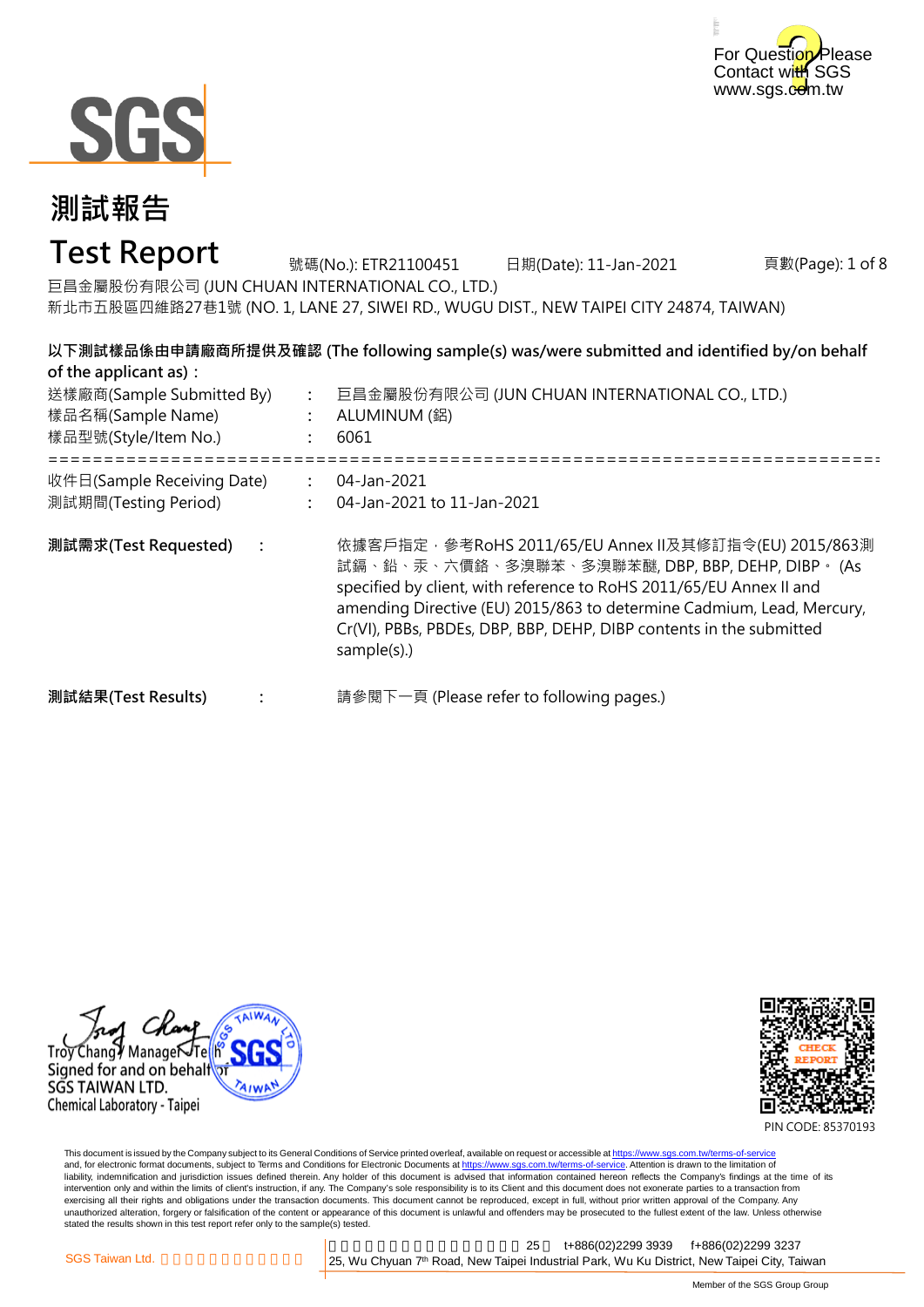For Question Please Contact with SGS
www.sgs.com.tw

# 測試報告

# Test Report

號碼(No.): ETR21100451 日期(Date): 11-Jan-2021

巨昌金屬股份有限公司 (JUN CHUAN INTERNATIONAL CO., LTD.)

新北市五股區四維路27巷1號 (NO. 1, LANE 27, SIWEI RD., WUGU DIST., NEW TAIPEI CITY 24874, TAIWAN)

**以下測試樣品係由申請廠商所提供及確認 (The following sample(s) was/were submitted and identified by/on behalf of the applicant as)：**

| | | |
|---|---|---|
| 送樣廠商(Sample Submitted By) | : | 巨昌金屬股份有限公司 (JUN CHUAN INTERNATIONAL CO., LTD.) |
| 樣品名稱(Sample Name) | : | ALUMINUM (鋁) |
| 樣品型號(Style/Item No.) | : | 6061 |

=========================================================================

| | | |
|---|---|---|
| 收件日(Sample Receiving Date) | : | 04-Jan-2021 |
| 測試期間(Testing Period) | : | 04-Jan-2021 to 11-Jan-2021 |

**測試需求(Test Requested)** : 依據客戶指定，參考RoHS 2011/65/EU Annex II及其修訂指令(EU) 2015/863測試鎘、鉛、汞、六價鉻、多溴聯苯、多溴聯苯醚, DBP, BBP, DEHP, DIBP。 (As specified by client, with reference to RoHS 2011/65/EU Annex II and amending Directive (EU) 2015/863 to determine Cadmium, Lead, Mercury, Cr(VI), PBBs, PBDEs, DBP, BBP, DEHP, DIBP contents in the submitted sample(s).)

**測試結果(Test Results)** : 請參閱下一頁 (Please refer to following pages.)

Troy Chang / Manager / Tech
Signed for and on behalf of
SGS TAIWAN LTD.
Chemical Laboratory - Taipei

PIN CODE: 85370193

This document is issued by the Company subject to its General Conditions of Service printed overleaf, available on request or accessible at https://www.sgs.com.tw/terms-of-service and, for electronic format documents, subject to Terms and Conditions for Electronic Documents at https://www.sgs.com.tw/terms-of-service. Attention is drawn to the limitation of liability, indemnification and jurisdiction issues defined therein. Any holder of this document is advised that information contained hereon reflects the Company's findings at the time of its intervention only and within the limits of client's instruction, if any. The Company's sole responsibility is to its Client and this document does not exonerate parties to a transaction from exercising all their rights and obligations under the transaction documents. This document cannot be reproduced, except in full, without prior written approval of the Company. Any unauthorized alteration, forgery or falsification of the content or appearance of this document is unlawful and offenders may be prosecuted to the fullest extent of the law. Unless otherwise stated the results shown in this test report refer only to the sample(s) tested.

SGS Taiwan Ltd. | 25, Wu Chyuan 7th Road, New Taipei Industrial Park, Wu Ku District, New Taipei City, Taiwan | t+886(02)2299 3939 f+886(02)2299 3237

Member of the SGS Group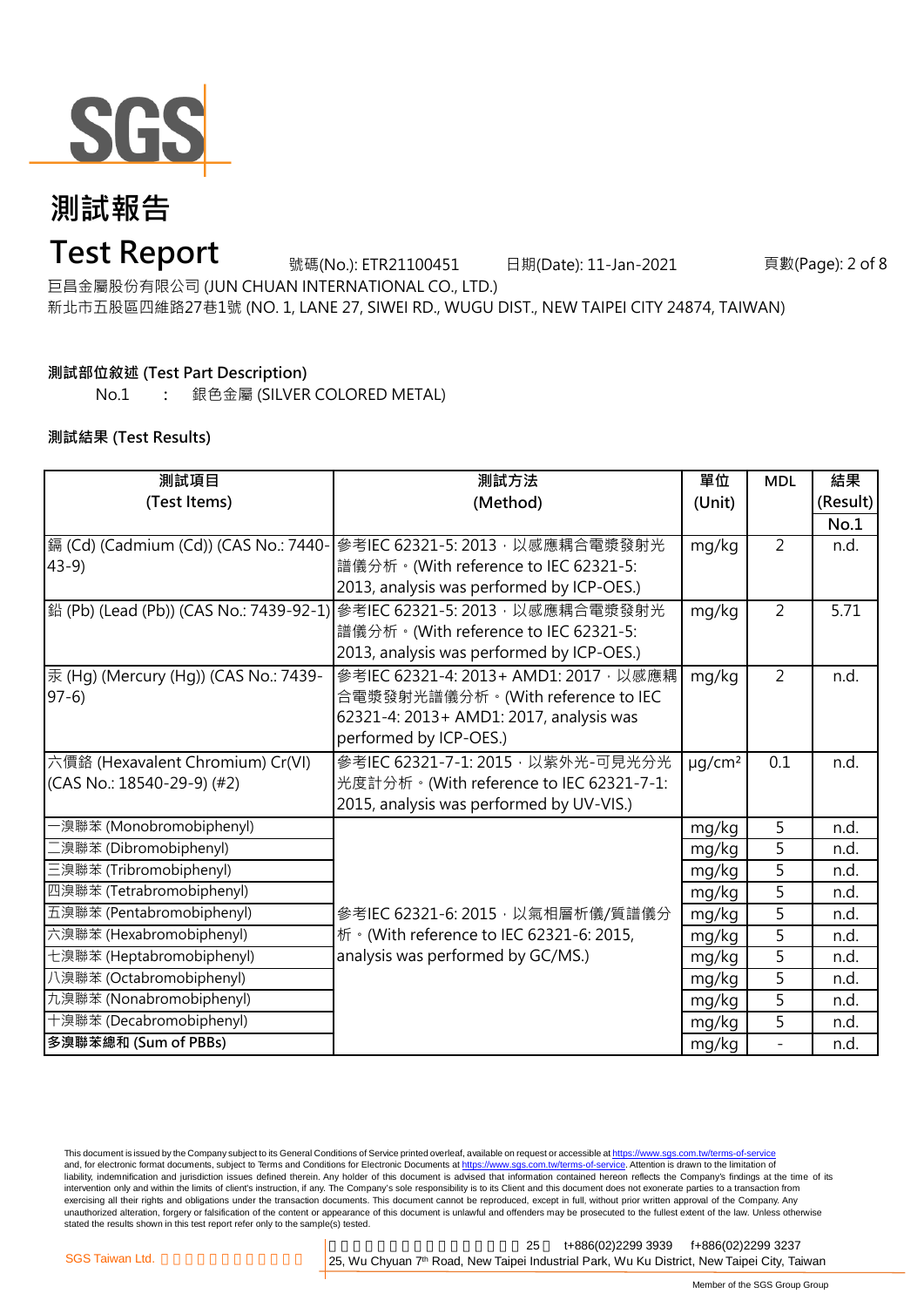# 測試報告

# Test Report

號碼(No.): ETR21100451　　日期(Date): 11-Jan-2021

巨昌金屬股份有限公司 (JUN CHUAN INTERNATIONAL CO., LTD.)

新北市五股區四維路27巷1號 (NO. 1, LANE 27, SIWEI RD., WUGU DIST., NEW TAIPEI CITY 24874, TAIWAN)

**測試部位敘述 (Test Part Description)**

No.1　:　銀色金屬 (SILVER COLORED METAL)

**測試結果 (Test Results)**

| 測試項目 (Test Items) | 測試方法 (Method) | 單位 (Unit) | MDL | 結果 (Result) No.1 |
|---|---|---|---|---|
| 鎘 (Cd) (Cadmium (Cd)) (CAS No.: 7440-43-9) | 參考IEC 62321-5: 2013，以感應耦合電漿發射光譜儀分析。(With reference to IEC 62321-5: 2013, analysis was performed by ICP-OES.) | mg/kg | 2 | n.d. |
| 鉛 (Pb) (Lead (Pb)) (CAS No.: 7439-92-1) | 參考IEC 62321-5: 2013，以感應耦合電漿發射光譜儀分析。(With reference to IEC 62321-5: 2013, analysis was performed by ICP-OES.) | mg/kg | 2 | 5.71 |
| 汞 (Hg) (Mercury (Hg)) (CAS No.: 7439-97-6) | 參考IEC 62321-4: 2013+ AMD1: 2017，以感應耦合電漿發射光譜儀分析。(With reference to IEC 62321-4: 2013+ AMD1: 2017, analysis was performed by ICP-OES.) | mg/kg | 2 | n.d. |
| 六價鉻 (Hexavalent Chromium) Cr(VI) (CAS No.: 18540-29-9) (#2) | 參考IEC 62321-7-1: 2015，以紫外光-可見光分光光度計分析。(With reference to IEC 62321-7-1: 2015, analysis was performed by UV-VIS.) | μg/cm² | 0.1 | n.d. |
| 一溴聯苯 (Monobromobiphenyl) | 參考IEC 62321-6: 2015，以氣相層析儀/質譜儀分析。(With reference to IEC 62321-6: 2015, analysis was performed by GC/MS.) | mg/kg | 5 | n.d. |
| 二溴聯苯 (Dibromobiphenyl) | | mg/kg | 5 | n.d. |
| 三溴聯苯 (Tribromobiphenyl) | | mg/kg | 5 | n.d. |
| 四溴聯苯 (Tetrabromobiphenyl) | | mg/kg | 5 | n.d. |
| 五溴聯苯 (Pentabromobiphenyl) | | mg/kg | 5 | n.d. |
| 六溴聯苯 (Hexabromobiphenyl) | | mg/kg | 5 | n.d. |
| 七溴聯苯 (Heptabromobiphenyl) | | mg/kg | 5 | n.d. |
| 八溴聯苯 (Octabromobiphenyl) | | mg/kg | 5 | n.d. |
| 九溴聯苯 (Nonabromobiphenyl) | | mg/kg | 5 | n.d. |
| 十溴聯苯 (Decabromobiphenyl) | | mg/kg | 5 | n.d. |
| **多溴聯苯總和 (Sum of PBBs)** | | mg/kg | - | n.d. |

This document is issued by the Company subject to its General Conditions of Service printed overleaf, available on request or accessible at https://www.sgs.com.tw/terms-of-service and, for electronic format documents, subject to Terms and Conditions for Electronic Documents at https://www.sgs.com.tw/terms-of-service. Attention is drawn to the limitation of liability, indemnification and jurisdiction issues defined therein. Any holder of this document is advised that information contained hereon reflects the Company's findings at the time of its intervention only and within the limits of client's instruction, if any. The Company's sole responsibility is to its Client and this document does not exonerate parties to a transaction from exercising all their rights and obligations under the transaction documents. This document cannot be reproduced, except in full, without prior written approval of the Company. Any unauthorized alteration, forgery or falsification of the content or appearance of this document is unlawful and offenders may be prosecuted to the fullest extent of the law. Unless otherwise stated the results shown in this test report refer only to the sample(s) tested.

SGS Taiwan Ltd. | 25, Wu Chyuan 7th Road, New Taipei Industrial Park, Wu Ku District, New Taipei City, Taiwan | t+886(02)2299 3939 | f+886(02)2299 3237

Member of the SGS Group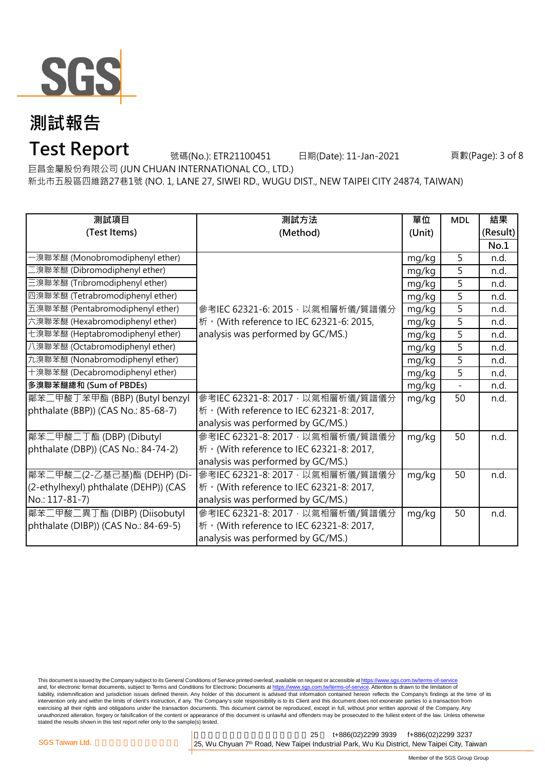# 測試報告

# Test Report

號碼(No.): ETR21100451 日期(Date): 11-Jan-2021

巨昌金屬股份有限公司 (JUN CHUAN INTERNATIONAL CO., LTD.)

新北市五股區四維路27巷1號 (NO. 1, LANE 27, SIWEI RD., WUGU DIST., NEW TAIPEI CITY 24874, TAIWAN)

| 測試項目 (Test Items) | 測試方法 (Method) | 單位 (Unit) | MDL | 結果 (Result) No.1 |
|---|---|---|---|---|
| 一溴聯苯醚 (Monobromodiphenyl ether) | 參考IEC 62321-6: 2015，以氣相層析儀/質譜儀分析。(With reference to IEC 62321-6: 2015, analysis was performed by GC/MS.) | mg/kg | 5 | n.d. |
| 二溴聯苯醚 (Dibromodiphenyl ether) | | mg/kg | 5 | n.d. |
| 三溴聯苯醚 (Tribromodiphenyl ether) | | mg/kg | 5 | n.d. |
| 四溴聯苯醚 (Tetrabromodiphenyl ether) | | mg/kg | 5 | n.d. |
| 五溴聯苯醚 (Pentabromodiphenyl ether) | | mg/kg | 5 | n.d. |
| 六溴聯苯醚 (Hexabromodiphenyl ether) | | mg/kg | 5 | n.d. |
| 七溴聯苯醚 (Heptabromodiphenyl ether) | | mg/kg | 5 | n.d. |
| 八溴聯苯醚 (Octabromodiphenyl ether) | | mg/kg | 5 | n.d. |
| 九溴聯苯醚 (Nonabromodiphenyl ether) | | mg/kg | 5 | n.d. |
| 十溴聯苯醚 (Decabromodiphenyl ether) | | mg/kg | 5 | n.d. |
| **多溴聯苯醚總和 (Sum of PBDEs)** | | mg/kg | - | n.d. |
| 鄰苯二甲酸丁苯甲酯 (BBP) (Butyl benzyl phthalate (BBP)) (CAS No.: 85-68-7) | 參考IEC 62321-8: 2017，以氣相層析儀/質譜儀分析。(With reference to IEC 62321-8: 2017, analysis was performed by GC/MS.) | mg/kg | 50 | n.d. |
| 鄰苯二甲酸二丁酯 (DBP) (Dibutyl phthalate (DBP)) (CAS No.: 84-74-2) | 參考IEC 62321-8: 2017，以氣相層析儀/質譜儀分析。(With reference to IEC 62321-8: 2017, analysis was performed by GC/MS.) | mg/kg | 50 | n.d. |
| 鄰苯二甲酸二(2-乙基己基)酯 (DEHP) (Di-(2-ethylhexyl) phthalate (DEHP)) (CAS No.: 117-81-7) | 參考IEC 62321-8: 2017，以氣相層析儀/質譜儀分析。(With reference to IEC 62321-8: 2017, analysis was performed by GC/MS.) | mg/kg | 50 | n.d. |
| 鄰苯二甲酸二異丁酯 (DIBP) (Diisobutyl phthalate (DIBP)) (CAS No.: 84-69-5) | 參考IEC 62321-8: 2017，以氣相層析儀/質譜儀分析。(With reference to IEC 62321-8: 2017, analysis was performed by GC/MS.) | mg/kg | 50 | n.d. |

This document is issued by the Company subject to its General Conditions of Service printed overleaf, available on request or accessible at https://www.sgs.com.tw/terms-of-service and, for electronic format documents, subject to Terms and Conditions for Electronic Documents at https://www.sgs.com.tw/terms-of-service. Attention is drawn to the limitation of liability, indemnification and jurisdiction issues defined therein. Any holder of this document is advised that information contained hereon reflects the Company's findings at the time of its intervention only and within the limits of client's instruction, if any. The Company's sole responsibility is to its Client and this document does not exonerate parties to a transaction from exercising all their rights and obligations under the transaction documents. This document cannot be reproduced, except in full, without prior written approval of the Company. Any unauthorized alteration, forgery or falsification of the content or appearance of this document is unlawful and offenders may be prosecuted to the fullest extent of the law. Unless otherwise stated the results shown in this test report refer only to the sample(s) tested.

SGS Taiwan Ltd. | 25 | t+886(02)2299 3939 f+886(02)2299 3237
25, Wu Chyuan 7th Road, New Taipei Industrial Park, Wu Ku District, New Taipei City, Taiwan

Member of the SGS Group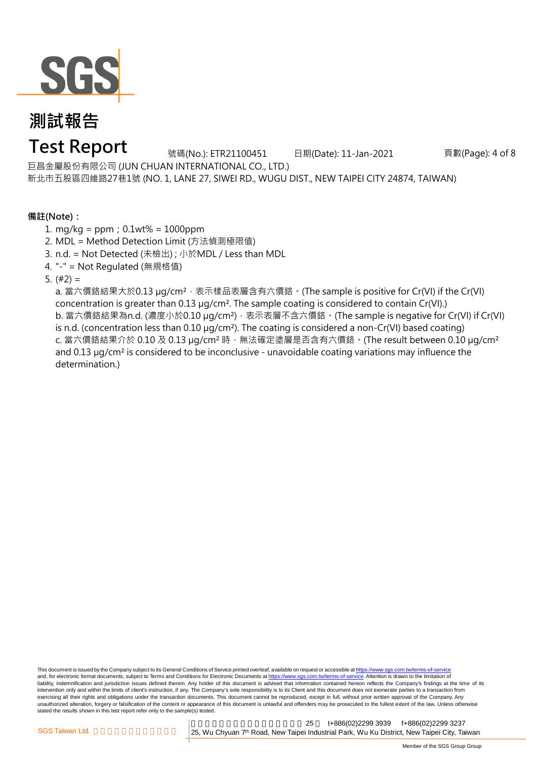# 測試報告

# Test Report

號碼(No.): ETR21100451　日期(Date): 11-Jan-2021

巨昌金屬股份有限公司 (JUN CHUAN INTERNATIONAL CO., LTD.)

新北市五股區四維路27巷1號 (NO. 1, LANE 27, SIWEI RD., WUGU DIST., NEW TAIPEI CITY 24874, TAIWAN)

**備註(Note)：**

1. mg/kg = ppm；0.1wt% = 1000ppm
2. MDL = Method Detection Limit (方法偵測極限值)
3. n.d. = Not Detected (未檢出)；小於MDL / Less than MDL
4. "-" = Not Regulated (無規格值)
5. (#2) =

   a. 當六價鉻結果大於0.13 μg/cm²，表示樣品表層含有六價鉻。(The sample is positive for Cr(VI) if the Cr(VI) concentration is greater than 0.13 μg/cm². The sample coating is considered to contain Cr(VI).)

   b. 當六價鉻結果為n.d. (濃度小於0.10 μg/cm²)，表示表層不含六價鉻。(The sample is negative for Cr(VI) if Cr(VI) is n.d. (concentration less than 0.10 μg/cm²). The coating is considered a non-Cr(VI) based coating)

   c. 當六價鉻結果介於 0.10 及 0.13 μg/cm² 時，無法確定塗層是否含有六價鉻。(The result between 0.10 μg/cm² and 0.13 μg/cm² is considered to be inconclusive - unavoidable coating variations may influence the determination.)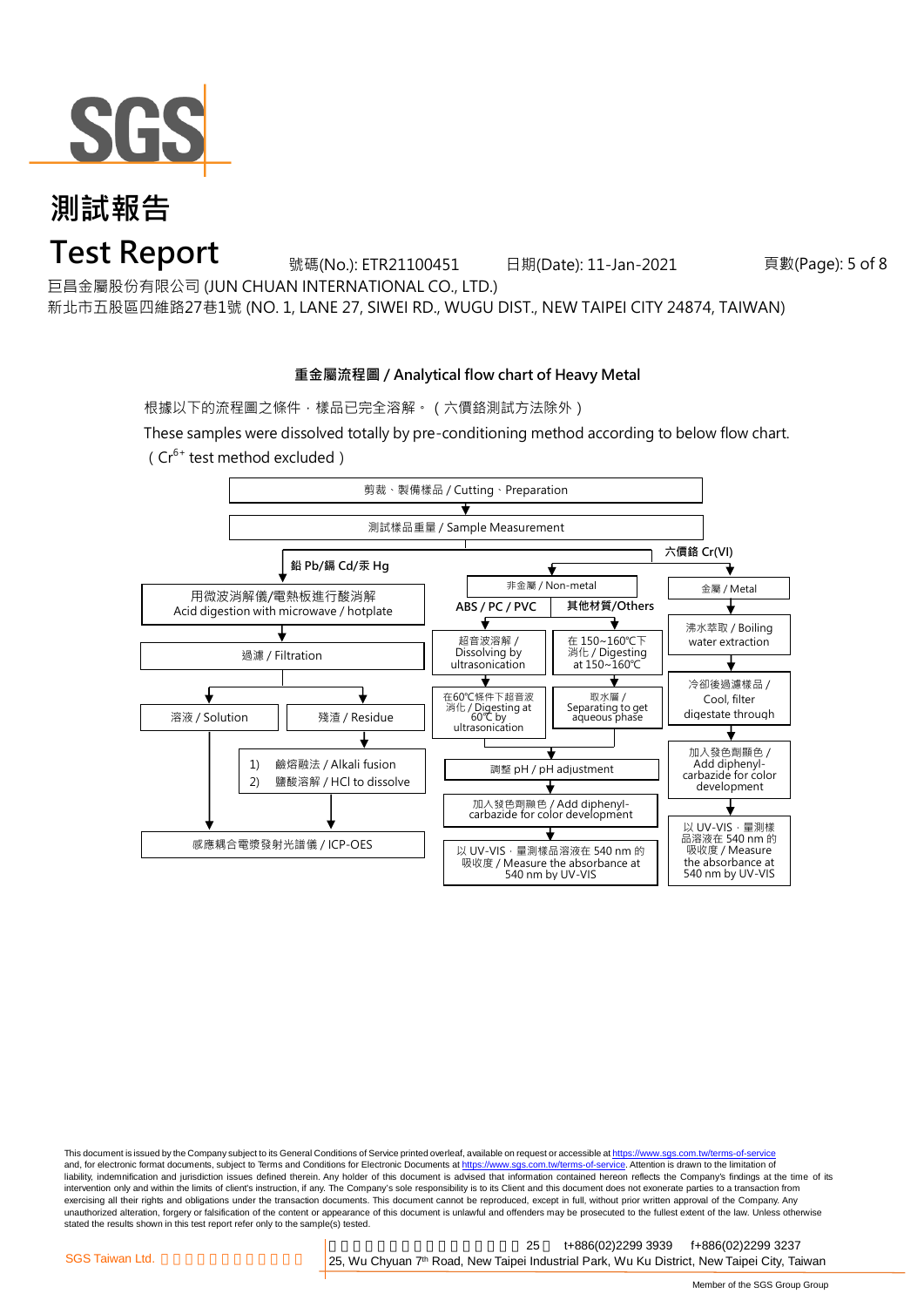# 測試報告

# Test Report

號碼(No.): ETR21100451 日期(Date): 11-Jan-2021

巨昌金屬股份有限公司 (JUN CHUAN INTERNATIONAL CO., LTD.)

新北市五股區四維路27巷1號 (NO. 1, LANE 27, SIWEI RD., WUGU DIST., NEW TAIPEI CITY 24874, TAIWAN)

## 重金屬流程圖 / Analytical flow chart of Heavy Metal

根據以下的流程圖之條件，樣品已完全溶解。（六價鉻測試方法除外）

These samples were dissolved totally by pre-conditioning method according to below flow chart. （$Cr^{6+}$ test method excluded）

剪裁、製備樣品 / Cutting、Preparation
↓
測試樣品重量 / Sample Measurement

**鉛 Pb/鎘 Cd/汞 Hg**

- 用微波消解儀/電熱板進行酸消解 / Acid digestion with microwave / hotplate
- ↓ 過濾 / Filtration
- ↓ 溶液 / Solution → 感應耦合電漿發射光譜儀 / ICP-OES
- ↓ 殘渣 / Residue → 1) 鹼熔融法 / Alkali fusion 2) 鹽酸溶解 / HCl to dissolve → 感應耦合電漿發射光譜儀 / ICP-OES

**六價鉻 Cr(VI)**

非金屬 / Non-metal

- ABS / PC / PVC: 超音波溶解 / Dissolving by ultrasonication → 在60℃條件下超音波消化 / Digesting at 60℃ by ultrasonication
- 其他材質/Others: 在 150~160℃下消化 / Digesting at 150~160℃ → 取水層 / Separating to get aqueous phase
- → 調整 pH / pH adjustment → 加入發色劑顯色 / Add diphenyl-carbazide for color development → 以 UV-VIS，量測樣品溶液在 540 nm 的吸收度 / Measure the absorbance at 540 nm by UV-VIS

金屬 / Metal

- 沸水萃取 / Boiling water extraction → 冷卻後過濾樣品 / Cool, filter digestate through → 加入發色劑顯色 / Add diphenyl-carbazide for color development → 以 UV-VIS，量測樣品溶液在 540 nm 的吸收度 / Measure the absorbance at 540 nm by UV-VIS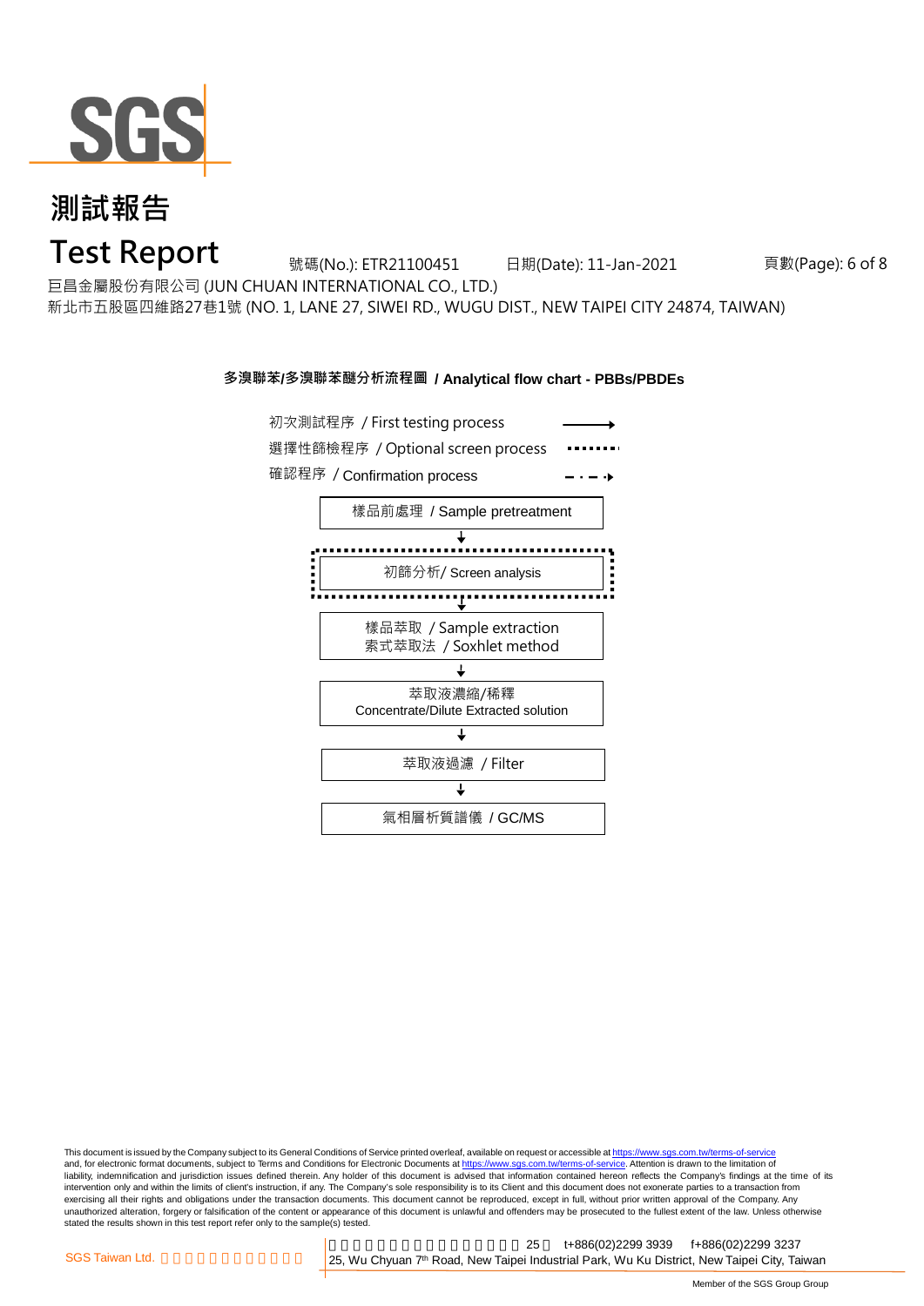# 測試報告

# Test Report

號碼(No.): ETR21100451 日期(Date): 11-Jan-2021

巨昌金屬股份有限公司 (JUN CHUAN INTERNATIONAL CO., LTD.)

新北市五股區四維路27巷1號 (NO. 1, LANE 27, SIWEI RD., WUGU DIST., NEW TAIPEI CITY 24874, TAIWAN)

**多溴聯苯/多溴聯苯醚分析流程圖 / Analytical flow chart - PBBs/PBDEs**

初次測試程序 / First testing process →

選擇性篩檢程序 / Optional screen process ·······

確認程序 / Confirmation process – · – ·→

樣品前處理 / Sample pretreatment

↓

初篩分析/ Screen analysis

↓

樣品萃取 / Sample extraction
索式萃取法 / Soxhlet method

↓

萃取液濃縮/稀釋
Concentrate/Dilute Extracted solution

↓

萃取液過濾 / Filter

↓

氣相層析質譜儀 / GC/MS

This document is issued by the Company subject to its General Conditions of Service printed overleaf, available on request or accessible at https://www.sgs.com.tw/terms-of-service and, for electronic format documents, subject to Terms and Conditions for Electronic Documents at https://www.sgs.com.tw/terms-of-service. Attention is drawn to the limitation of liability, indemnification and jurisdiction issues defined therein. Any holder of this document is advised that information contained hereon reflects the Company's findings at the time of its intervention only and within the limits of client's instruction, if any. The Company's sole responsibility is to its Client and this document does not exonerate parties to a transaction from exercising all their rights and obligations under the transaction documents. This document cannot be reproduced, except in full, without prior written approval of the Company. Any unauthorized alteration, forgery or falsification of the content or appearance of this document is unlawful and offenders may be prosecuted to the fullest extent of the law. Unless otherwise stated the results shown in this test report refer only to the sample(s) tested.

SGS Taiwan Ltd. | 25 t+886(02)2299 3939 f+886(02)2299 3237
25, Wu Chyuan 7th Road, New Taipei Industrial Park, Wu Ku District, New Taipei City, Taiwan

Member of the SGS Group Group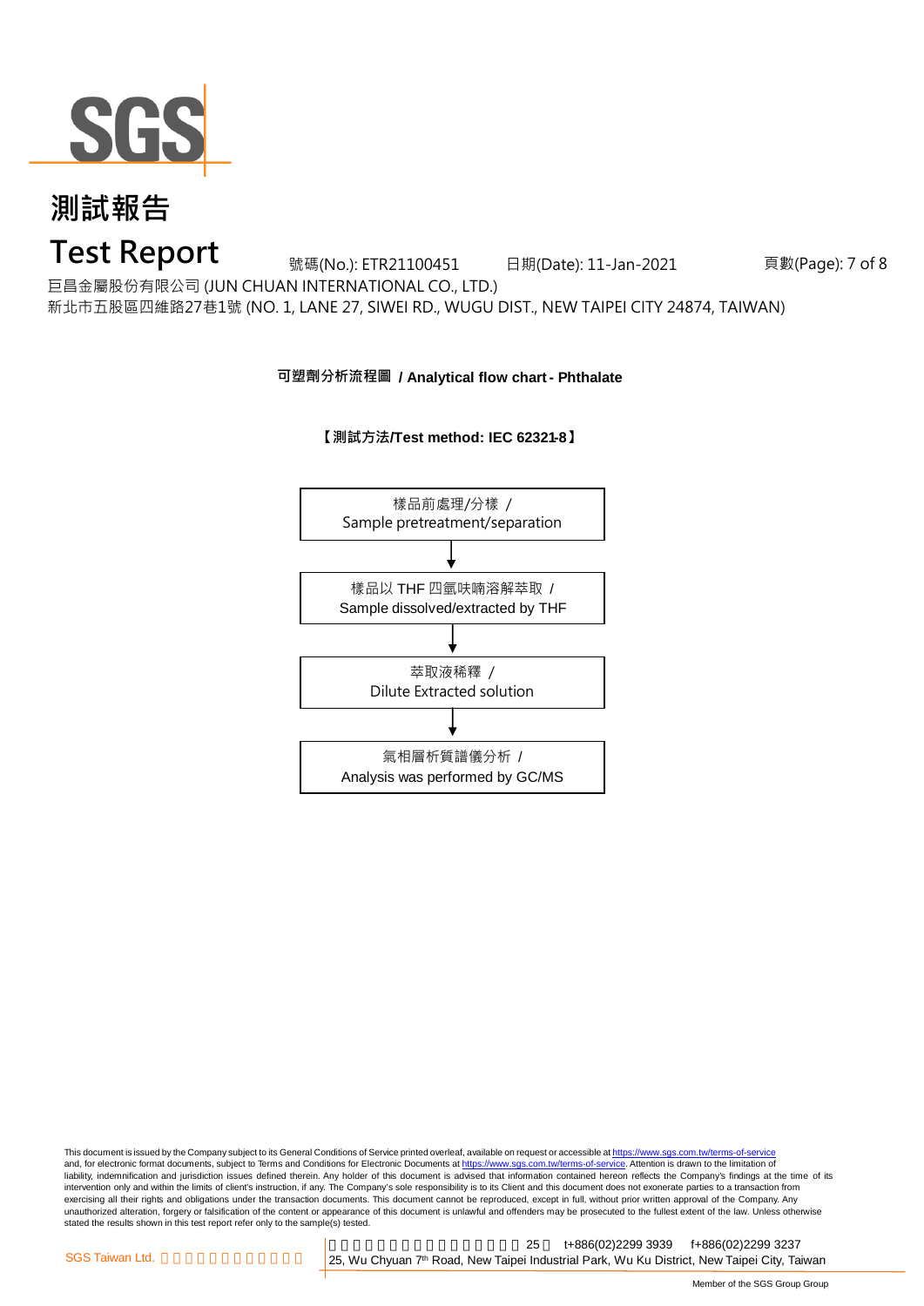# 測試報告

# Test Report

號碼(No.): ETR21100451　　日期(Date): 11-Jan-2021

巨昌金屬股份有限公司 (JUN CHUAN INTERNATIONAL CO., LTD.)

新北市五股區四維路27巷1號 (NO. 1, LANE 27, SIWEI RD., WUGU DIST., NEW TAIPEI CITY 24874, TAIWAN)

**可塑劑分析流程圖 / Analytical flow chart - Phthalate**

**【測試方法/Test method: IEC 62321-8】**

樣品前處理/分樣 / Sample pretreatment/separation

↓

樣品以 THF 四氫呋喃溶解萃取 / Sample dissolved/extracted by THF

↓

萃取液稀釋 / Dilute Extracted solution

↓

氣相層析質譜儀分析 / Analysis was performed by GC/MS

This document is issued by the Company subject to its General Conditions of Service printed overleaf, available on request or accessible at https://www.sgs.com.tw/terms-of-service and, for electronic format documents, subject to Terms and Conditions for Electronic Documents at https://www.sgs.com.tw/terms-of-service. Attention is drawn to the limitation of liability, indemnification and jurisdiction issues defined therein. Any holder of this document is advised that information contained hereon reflects the Company's findings at the time of its intervention only and within the limits of client's instruction, if any. The Company's sole responsibility is to its Client and this document does not exonerate parties to a transaction from exercising all their rights and obligations under the transaction documents. This document cannot be reproduced, except in full, without prior written approval of the Company. Any unauthorized alteration, forgery or falsification of the content or appearance of this document is unlawful and offenders may be prosecuted to the fullest extent of the law. Unless otherwise stated the results shown in this test report refer only to the sample(s) tested.

SGS Taiwan Ltd. | 25, Wu Chyuan 7th Road, New Taipei Industrial Park, Wu Ku District, New Taipei City, Taiwan | t+886(02)2299 3939 f+886(02)2299 3237

Member of the SGS Group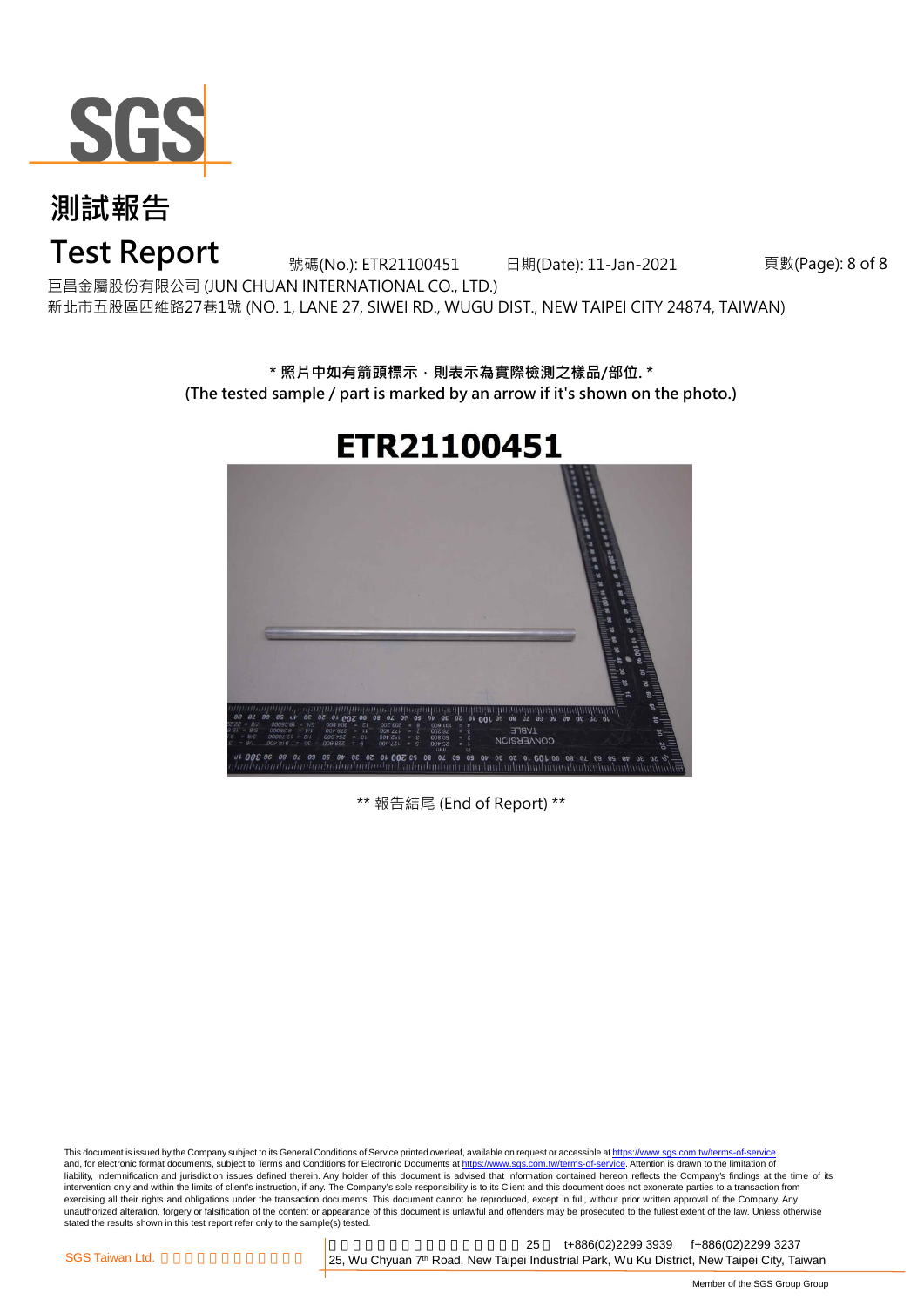# 測試報告

# Test Report

號碼(No.): ETR21100451　　日期(Date): 11-Jan-2021

巨昌金屬股份有限公司 (JUN CHUAN INTERNATIONAL CO., LTD.)

新北市五股區四維路27巷1號 (NO. 1, LANE 27, SIWEI RD., WUGU DIST., NEW TAIPEI CITY 24874, TAIWAN)

**\* 照片中如有箭頭標示，則表示為實際檢測之樣品/部位. \***

**(The tested sample / part is marked by an arrow if it's shown on the photo.)**

**ETR21100451**

\*\* 報告結尾 (End of Report) \*\*

This document is issued by the Company subject to its General Conditions of Service printed overleaf, available on request or accessible at https://www.sgs.com.tw/terms-of-service and, for electronic format documents, subject to Terms and Conditions for Electronic Documents at https://www.sgs.com.tw/terms-of-service. Attention is drawn to the limitation of liability, indemnification and jurisdiction issues defined therein. Any holder of this document is advised that information contained hereon reflects the Company's findings at the time of its intervention only and within the limits of client's instruction, if any. The Company's sole responsibility is to its Client and this document does not exonerate parties to a transaction from exercising all their rights and obligations under the transaction documents. This document cannot be reproduced, except in full, without prior written approval of the Company. Any unauthorized alteration, forgery or falsification of the content or appearance of this document is unlawful and offenders may be prosecuted to the fullest extent of the law. Unless otherwise stated the results shown in this test report refer only to the sample(s) tested.

SGS Taiwan Ltd. | 25, Wu Chyuan 7th Road, New Taipei Industrial Park, Wu Ku District, New Taipei City, Taiwan　t+886(02)2299 3939　f+886(02)2299 3237

Member of the SGS Group